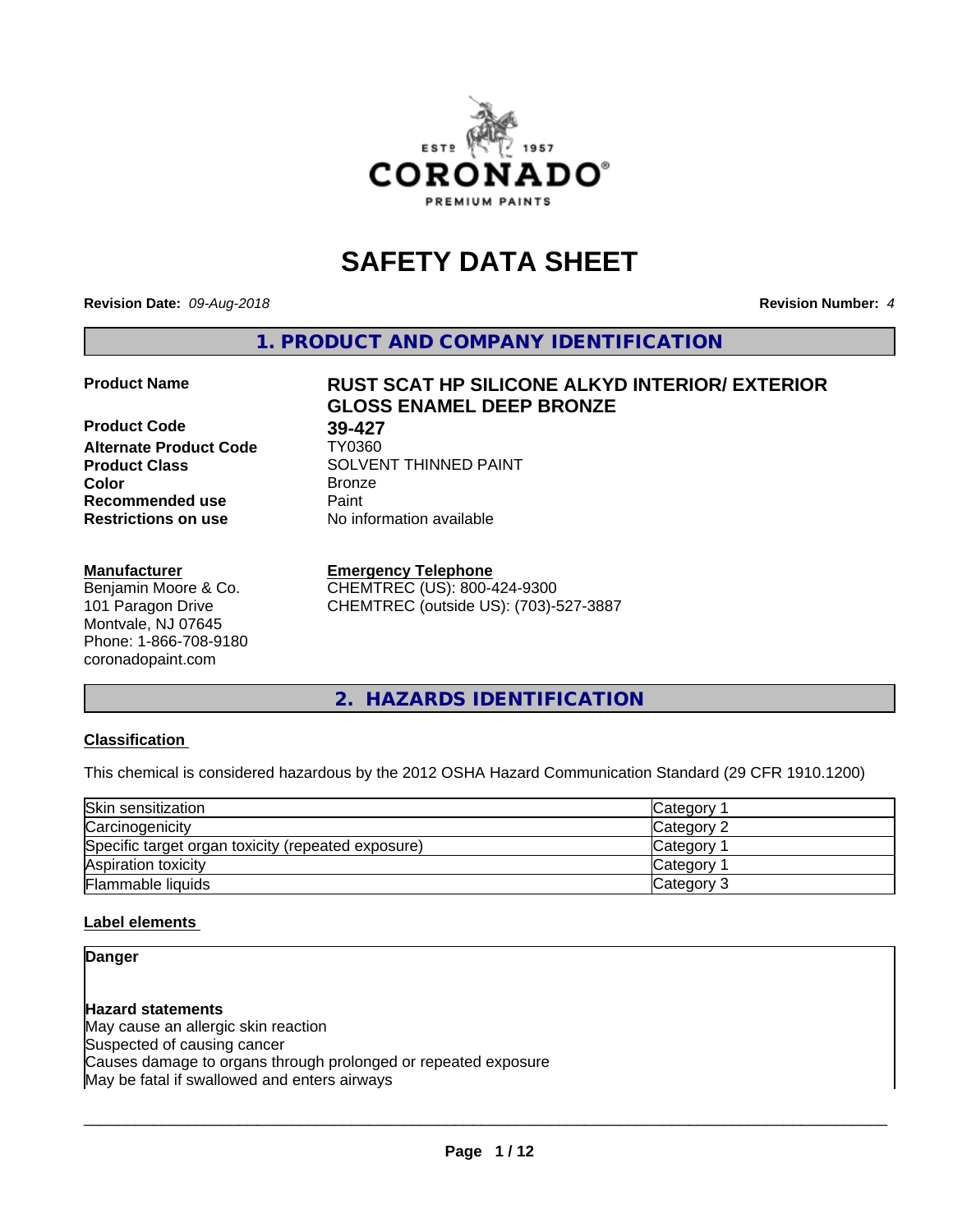# SAFETY DATA SHEET

**Revision Date:** *09-Aug-2018*

**Revision Number:** *4*

## 1. PRODUCT AND COMPANY IDENTIFICATION

| | |
|---|---|
| **Product Name** | **RUST SCAT HP SILICONE ALKYD INTERIOR/ EXTERIOR GLOSS ENAMEL DEEP BRONZE** |
| **Product Code** | **39-427** |
| **Alternate Product Code** | TY0360 |
| **Product Class** | SOLVENT THINNED PAINT |
| **Color** | Bronze |
| **Recommended use** | Paint |
| **Restrictions on use** | No information available |

**Manufacturer**

Benjamin Moore & Co.
101 Paragon Drive
Montvale, NJ 07645
Phone: 1-866-708-9180
coronadopaint.com

**Emergency Telephone**

CHEMTREC (US): 800-424-9300
CHEMTREC (outside US): (703)-527-3887

## 2. HAZARDS IDENTIFICATION

**Classification**

This chemical is considered hazardous by the 2012 OSHA Hazard Communication Standard (29 CFR 1910.1200)

| | |
|---|---|
| Skin sensitization | Category 1 |
| Carcinogenicity | Category 2 |
| Specific target organ toxicity (repeated exposure) | Category 1 |
| Aspiration toxicity | Category 1 |
| Flammable liquids | Category 3 |

**Label elements**

**Danger**

**Hazard statements**

May cause an allergic skin reaction
Suspected of causing cancer
Causes damage to organs through prolonged or repeated exposure
May be fatal if swallowed and enters airways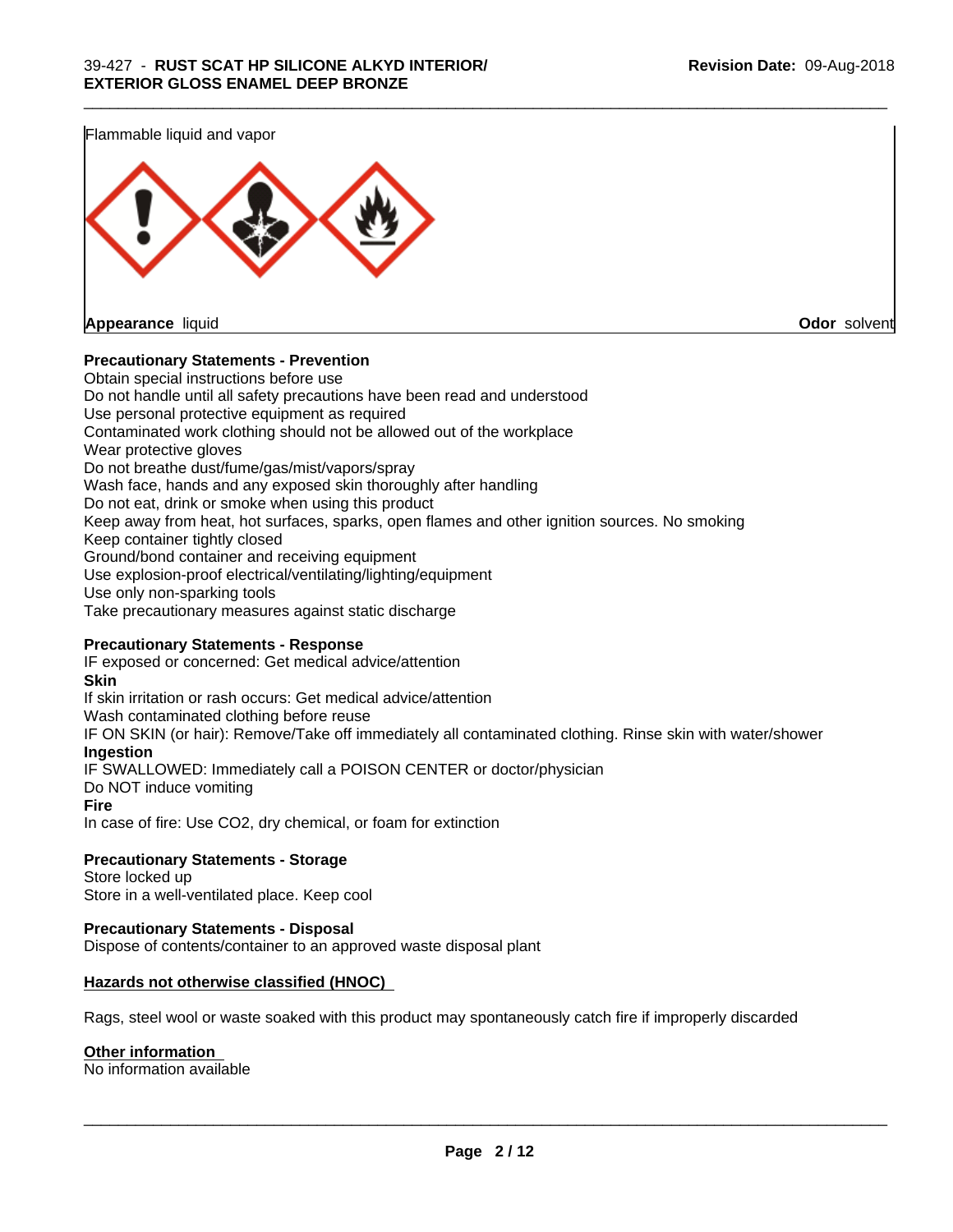Flammable liquid and vapor

**Appearance** liquid

**Odor** solvent

**Precautionary Statements - Prevention**

Obtain special instructions before use
Do not handle until all safety precautions have been read and understood
Use personal protective equipment as required
Contaminated work clothing should not be allowed out of the workplace
Wear protective gloves
Do not breathe dust/fume/gas/mist/vapors/spray
Wash face, hands and any exposed skin thoroughly after handling
Do not eat, drink or smoke when using this product
Keep away from heat, hot surfaces, sparks, open flames and other ignition sources. No smoking
Keep container tightly closed
Ground/bond container and receiving equipment
Use explosion-proof electrical/ventilating/lighting/equipment
Use only non-sparking tools
Take precautionary measures against static discharge

**Precautionary Statements - Response**

IF exposed or concerned: Get medical advice/attention

**Skin**

If skin irritation or rash occurs: Get medical advice/attention
Wash contaminated clothing before reuse
IF ON SKIN (or hair): Remove/Take off immediately all contaminated clothing. Rinse skin with water/shower

**Ingestion**

IF SWALLOWED: Immediately call a POISON CENTER or doctor/physician
Do NOT induce vomiting

**Fire**

In case of fire: Use $CO_2$, dry chemical, or foam for extinction

**Precautionary Statements - Storage**

Store locked up
Store in a well-ventilated place. Keep cool

**Precautionary Statements - Disposal**

Dispose of contents/container to an approved waste disposal plant

**Hazards not otherwise classified (HNOC)**

Rags, steel wool or waste soaked with this product may spontaneously catch fire if improperly discarded

**Other information**

No information available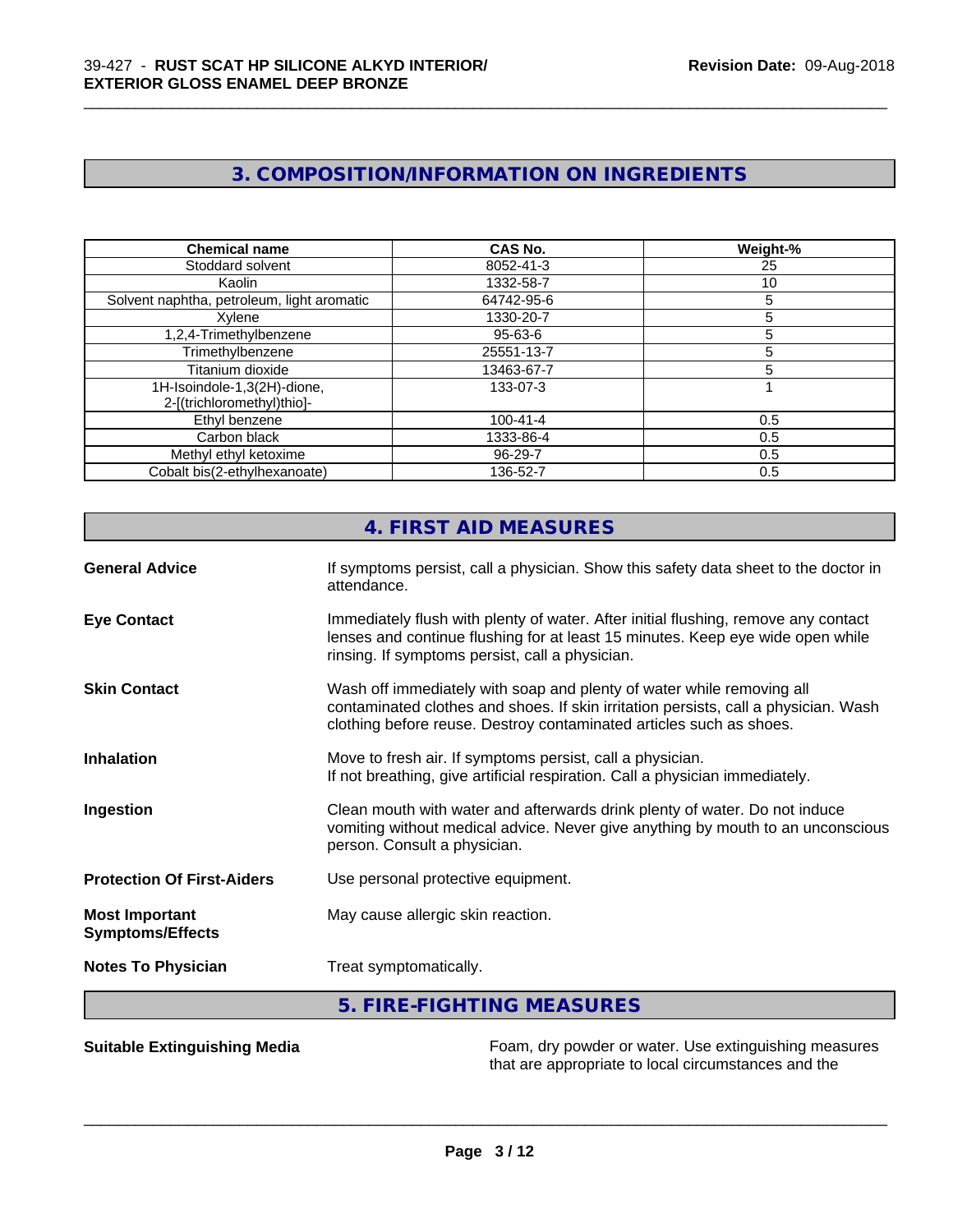## 3. COMPOSITION/INFORMATION ON INGREDIENTS

| Chemical name | CAS No. | Weight-% |
|---|---|---|
| Stoddard solvent | 8052-41-3 | 25 |
| Kaolin | 1332-58-7 | 10 |
| Solvent naphtha, petroleum, light aromatic | 64742-95-6 | 5 |
| Xylene | 1330-20-7 | 5 |
| 1,2,4-Trimethylbenzene | 95-63-6 | 5 |
| Trimethylbenzene | 25551-13-7 | 5 |
| Titanium dioxide | 13463-67-7 | 5 |
| 1H-Isoindole-1,3(2H)-dione, 2-[(trichloromethyl)thio]- | 133-07-3 | 1 |
| Ethyl benzene | 100-41-4 | 0.5 |
| Carbon black | 1333-86-4 | 0.5 |
| Methyl ethyl ketoxime | 96-29-7 | 0.5 |
| Cobalt bis(2-ethylhexanoate) | 136-52-7 | 0.5 |

## 4. FIRST AID MEASURES

**General Advice**
If symptoms persist, call a physician. Show this safety data sheet to the doctor in attendance.

**Eye Contact**
Immediately flush with plenty of water. After initial flushing, remove any contact lenses and continue flushing for at least 15 minutes. Keep eye wide open while rinsing. If symptoms persist, call a physician.

**Skin Contact**
Wash off immediately with soap and plenty of water while removing all contaminated clothes and shoes. If skin irritation persists, call a physician. Wash clothing before reuse. Destroy contaminated articles such as shoes.

**Inhalation**
Move to fresh air. If symptoms persist, call a physician.
If not breathing, give artificial respiration. Call a physician immediately.

**Ingestion**
Clean mouth with water and afterwards drink plenty of water. Do not induce vomiting without medical advice. Never give anything by mouth to an unconscious person. Consult a physician.

**Protection Of First-Aiders**
Use personal protective equipment.

**Most Important Symptoms/Effects**
May cause allergic skin reaction.

**Notes To Physician**
Treat symptomatically.

## 5. FIRE-FIGHTING MEASURES

**Suitable Extinguishing Media**
Foam, dry powder or water. Use extinguishing measures that are appropriate to local circumstances and the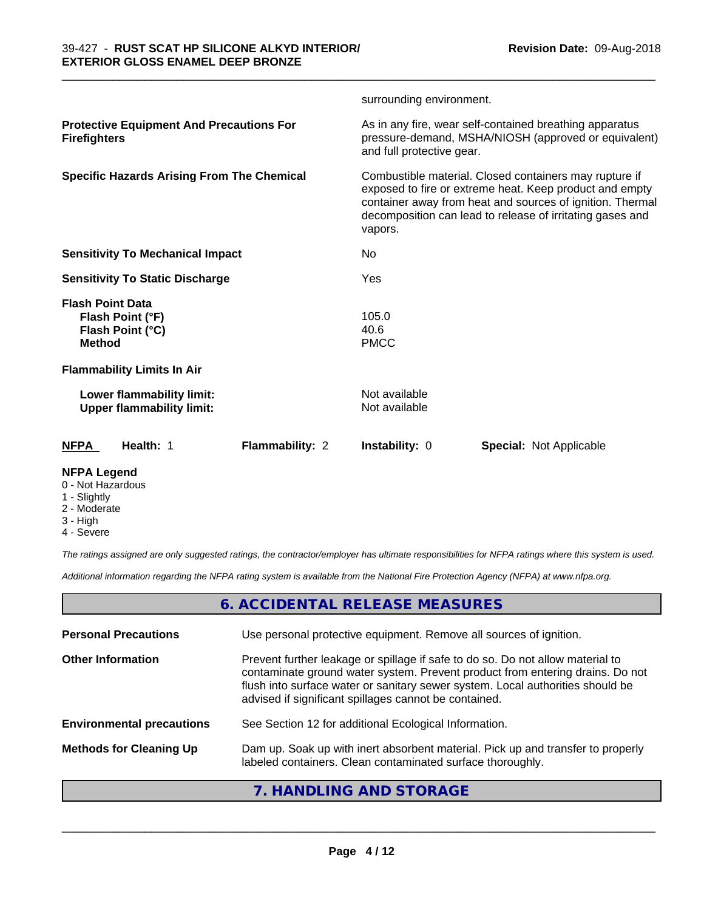| | |
|---|---|
| | surrounding environment. |
| **Protective Equipment And Precautions For Firefighters** | As in any fire, wear self-contained breathing apparatus pressure-demand, MSHA/NIOSH (approved or equivalent) and full protective gear. |
| **Specific Hazards Arising From The Chemical** | Combustible material. Closed containers may rupture if exposed to fire or extreme heat. Keep product and empty container away from heat and sources of ignition. Thermal decomposition can lead to release of irritating gases and vapors. |
| **Sensitivity To Mechanical Impact** | No |
| **Sensitivity To Static Discharge** | Yes |

**Flash Point Data**

| | |
|---|---|
| **Flash Point (°F)** | 105.0 |
| **Flash Point (°C)** | 40.6 |
| **Method** | PMCC |

**Flammability Limits In Air**

| | |
|---|---|
| **Lower flammability limit:** | Not available |
| **Upper flammability limit:** | Not available |

| **NFPA** | **Health:** 1 | **Flammability:** 2 | **Instability:** 0 | **Special:** Not Applicable |
|---|---|---|---|---|

**NFPA Legend**

- 0 - Not Hazardous
- 1 - Slightly
- 2 - Moderate
- 3 - High
- 4 - Severe

*The ratings assigned are only suggested ratings, the contractor/employer has ultimate responsibilities for NFPA ratings where this system is used.*

*Additional information regarding the NFPA rating system is available from the National Fire Protection Agency (NFPA) at www.nfpa.org.*

## 6. ACCIDENTAL RELEASE MEASURES

| | |
|---|---|
| **Personal Precautions** | Use personal protective equipment. Remove all sources of ignition. |
| **Other Information** | Prevent further leakage or spillage if safe to do so. Do not allow material to contaminate ground water system. Prevent product from entering drains. Do not flush into surface water or sanitary sewer system. Local authorities should be advised if significant spillages cannot be contained. |
| **Environmental precautions** | See Section 12 for additional Ecological Information. |
| **Methods for Cleaning Up** | Dam up. Soak up with inert absorbent material. Pick up and transfer to properly labeled containers. Clean contaminated surface thoroughly. |

## 7. HANDLING AND STORAGE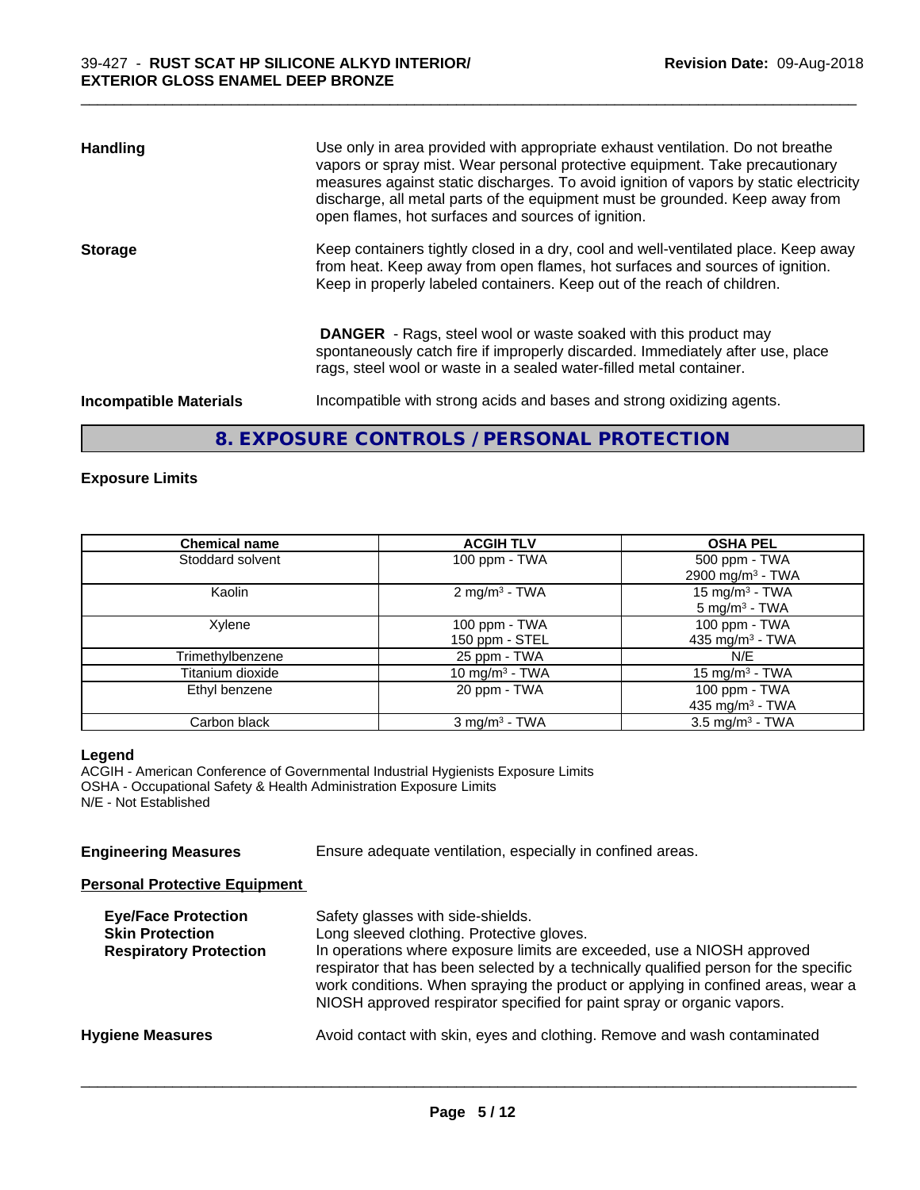**Handling**

Use only in area provided with appropriate exhaust ventilation. Do not breathe vapors or spray mist. Wear personal protective equipment. Take precautionary measures against static discharges. To avoid ignition of vapors by static electricity discharge, all metal parts of the equipment must be grounded. Keep away from open flames, hot surfaces and sources of ignition.

**Storage**

Keep containers tightly closed in a dry, cool and well-ventilated place. Keep away from heat. Keep away from open flames, hot surfaces and sources of ignition. Keep in properly labeled containers. Keep out of the reach of children.

**DANGER** - Rags, steel wool or waste soaked with this product may spontaneously catch fire if improperly discarded. Immediately after use, place rags, steel wool or waste in a sealed water-filled metal container.

**Incompatible Materials**

Incompatible with strong acids and bases and strong oxidizing agents.

## 8. EXPOSURE CONTROLS / PERSONAL PROTECTION

**Exposure Limits**

| Chemical name | ACGIH TLV | OSHA PEL |
|---|---|---|
| Stoddard solvent | 100 ppm - TWA | 500 ppm - TWA<br>2900 mg/m³ - TWA |
| Kaolin | 2 mg/m³ - TWA | 15 mg/m³ - TWA<br>5 mg/m³ - TWA |
| Xylene | 100 ppm - TWA<br>150 ppm - STEL | 100 ppm - TWA<br>435 mg/m³ - TWA |
| Trimethylbenzene | 25 ppm - TWA | N/E |
| Titanium dioxide | 10 mg/m³ - TWA | 15 mg/m³ - TWA |
| Ethyl benzene | 20 ppm - TWA | 100 ppm - TWA<br>435 mg/m³ - TWA |
| Carbon black | 3 mg/m³ - TWA | 3.5 mg/m³ - TWA |

**Legend**

ACGIH - American Conference of Governmental Industrial Hygienists Exposure Limits
OSHA - Occupational Safety & Health Administration Exposure Limits
N/E - Not Established

**Engineering Measures**

Ensure adequate ventilation, especially in confined areas.

**Personal Protective Equipment**

**Eye/Face Protection**

Safety glasses with side-shields.

**Skin Protection**

Long sleeved clothing. Protective gloves.

**Respiratory Protection**

In operations where exposure limits are exceeded, use a NIOSH approved respirator that has been selected by a technically qualified person for the specific work conditions. When spraying the product or applying in confined areas, wear a NIOSH approved respirator specified for paint spray or organic vapors.

**Hygiene Measures**

Avoid contact with skin, eyes and clothing. Remove and wash contaminated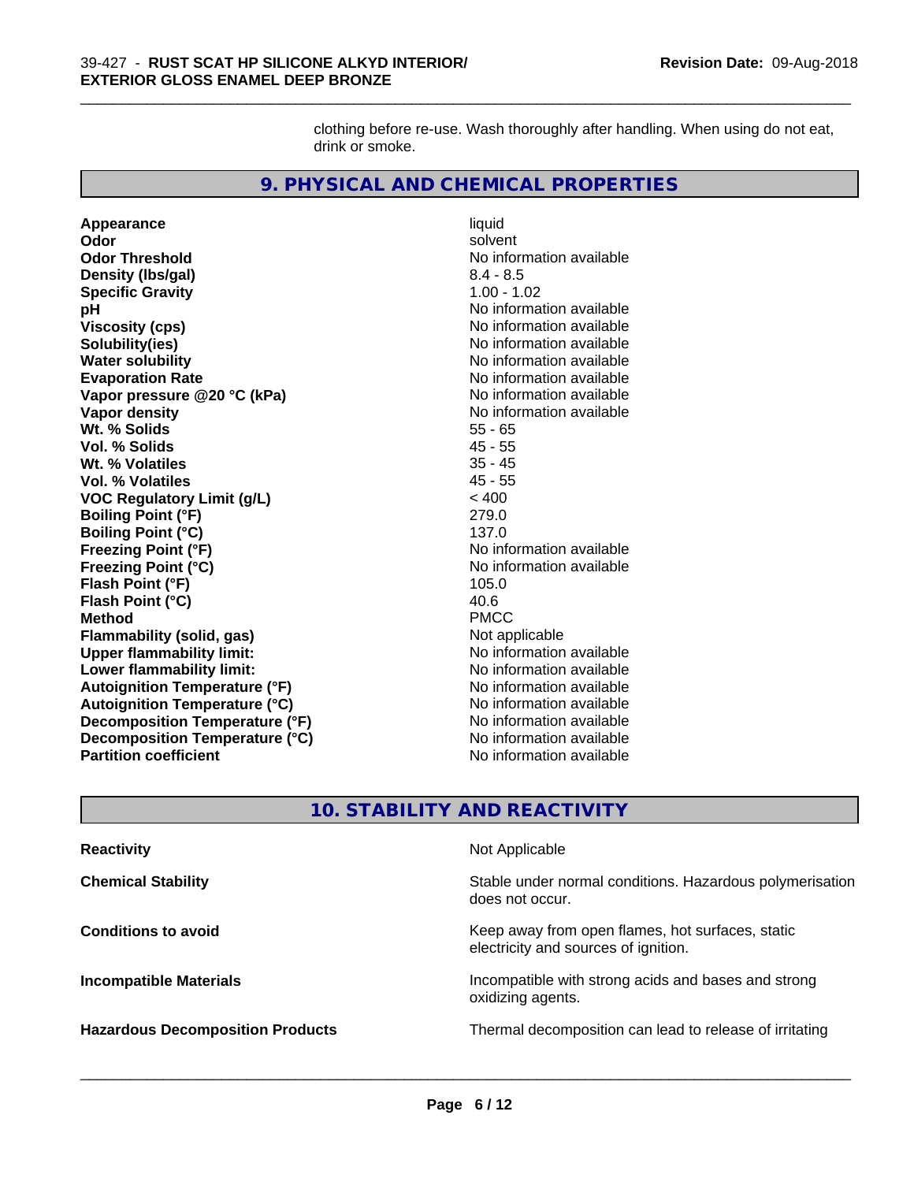clothing before re-use. Wash thoroughly after handling. When using do not eat, drink or smoke.

## 9. PHYSICAL AND CHEMICAL PROPERTIES

| Property | Value |
|---|---|
| **Appearance** | liquid |
| **Odor** | solvent |
| **Odor Threshold** | No information available |
| **Density (lbs/gal)** | 8.4 - 8.5 |
| **Specific Gravity** | 1.00 - 1.02 |
| **pH** | No information available |
| **Viscosity (cps)** | No information available |
| **Solubility(ies)** | No information available |
| **Water solubility** | No information available |
| **Evaporation Rate** | No information available |
| **Vapor pressure @20 °C (kPa)** | No information available |
| **Vapor density** | No information available |
| **Wt. % Solids** | 55 - 65 |
| **Vol. % Solids** | 45 - 55 |
| **Wt. % Volatiles** | 35 - 45 |
| **Vol. % Volatiles** | 45 - 55 |
| **VOC Regulatory Limit (g/L)** | < 400 |
| **Boiling Point (°F)** | 279.0 |
| **Boiling Point (°C)** | 137.0 |
| **Freezing Point (°F)** | No information available |
| **Freezing Point (°C)** | No information available |
| **Flash Point (°F)** | 105.0 |
| **Flash Point (°C)** | 40.6 |
| **Method** | PMCC |
| **Flammability (solid, gas)** | Not applicable |
| **Upper flammability limit:** | No information available |
| **Lower flammability limit:** | No information available |
| **Autoignition Temperature (°F)** | No information available |
| **Autoignition Temperature (°C)** | No information available |
| **Decomposition Temperature (°F)** | No information available |
| **Decomposition Temperature (°C)** | No information available |
| **Partition coefficient** | No information available |

## 10. STABILITY AND REACTIVITY

| Property | Value |
|---|---|
| **Reactivity** | Not Applicable |
| **Chemical Stability** | Stable under normal conditions. Hazardous polymerisation does not occur. |
| **Conditions to avoid** | Keep away from open flames, hot surfaces, static electricity and sources of ignition. |
| **Incompatible Materials** | Incompatible with strong acids and bases and strong oxidizing agents. |
| **Hazardous Decomposition Products** | Thermal decomposition can lead to release of irritating |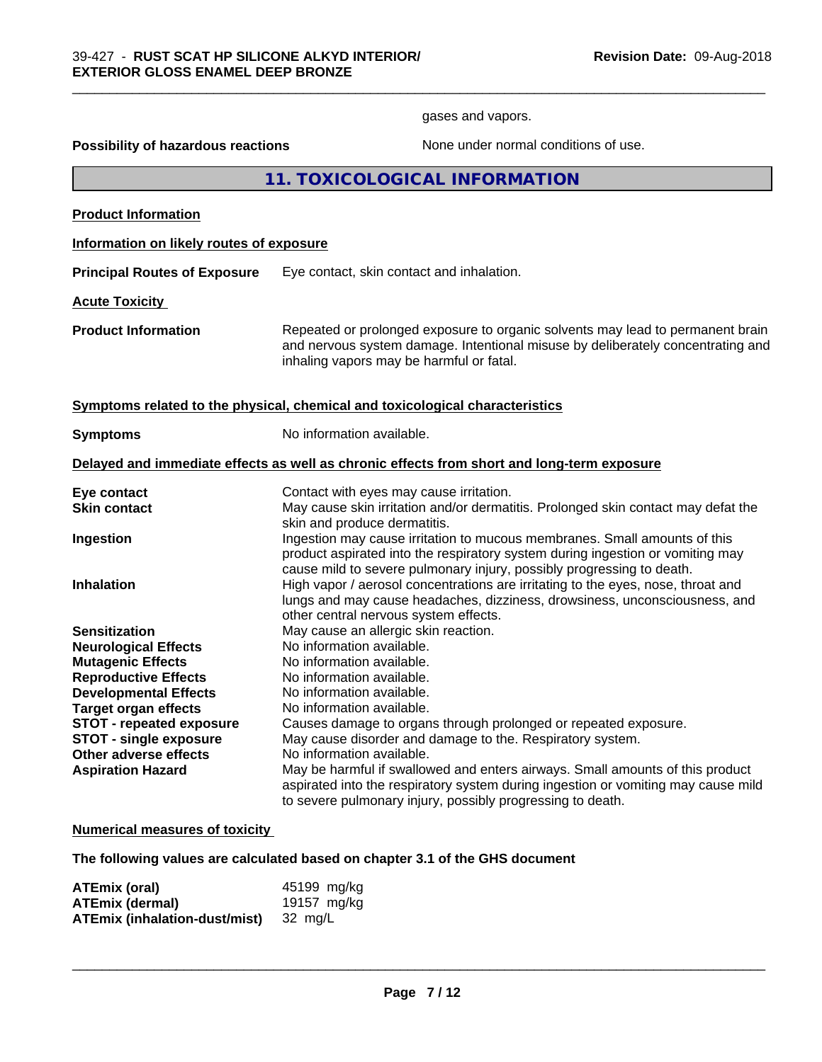gases and vapors.

**Possibility of hazardous reactions** None under normal conditions of use.

## 11. TOXICOLOGICAL INFORMATION

**Product Information**

**Information on likely routes of exposure**

**Principal Routes of Exposure** Eye contact, skin contact and inhalation.

**Acute Toxicity**

**Product Information** Repeated or prolonged exposure to organic solvents may lead to permanent brain and nervous system damage. Intentional misuse by deliberately concentrating and inhaling vapors may be harmful or fatal.

**Symptoms related to the physical, chemical and toxicological characteristics**

**Symptoms** No information available.

**Delayed and immediate effects as well as chronic effects from short and long-term exposure**

| | |
|---|---|
| **Eye contact** | Contact with eyes may cause irritation. |
| **Skin contact** | May cause skin irritation and/or dermatitis. Prolonged skin contact may defat the skin and produce dermatitis. |
| **Ingestion** | Ingestion may cause irritation to mucous membranes. Small amounts of this product aspirated into the respiratory system during ingestion or vomiting may cause mild to severe pulmonary injury, possibly progressing to death. |
| **Inhalation** | High vapor / aerosol concentrations are irritating to the eyes, nose, throat and lungs and may cause headaches, dizziness, drowsiness, unconsciousness, and other central nervous system effects. |
| **Sensitization** | May cause an allergic skin reaction. |
| **Neurological Effects** | No information available. |
| **Mutagenic Effects** | No information available. |
| **Reproductive Effects** | No information available. |
| **Developmental Effects** | No information available. |
| **Target organ effects** | No information available. |
| **STOT - repeated exposure** | Causes damage to organs through prolonged or repeated exposure. |
| **STOT - single exposure** | May cause disorder and damage to the. Respiratory system. |
| **Other adverse effects** | No information available. |
| **Aspiration Hazard** | May be harmful if swallowed and enters airways. Small amounts of this product aspirated into the respiratory system during ingestion or vomiting may cause mild to severe pulmonary injury, possibly progressing to death. |

**Numerical measures of toxicity**

**The following values are calculated based on chapter 3.1 of the GHS document**

| | |
|---|---|
| **ATEmix (oral)** | 45199 mg/kg |
| **ATEmix (dermal)** | 19157 mg/kg |
| **ATEmix (inhalation-dust/mist)** | 32 mg/L |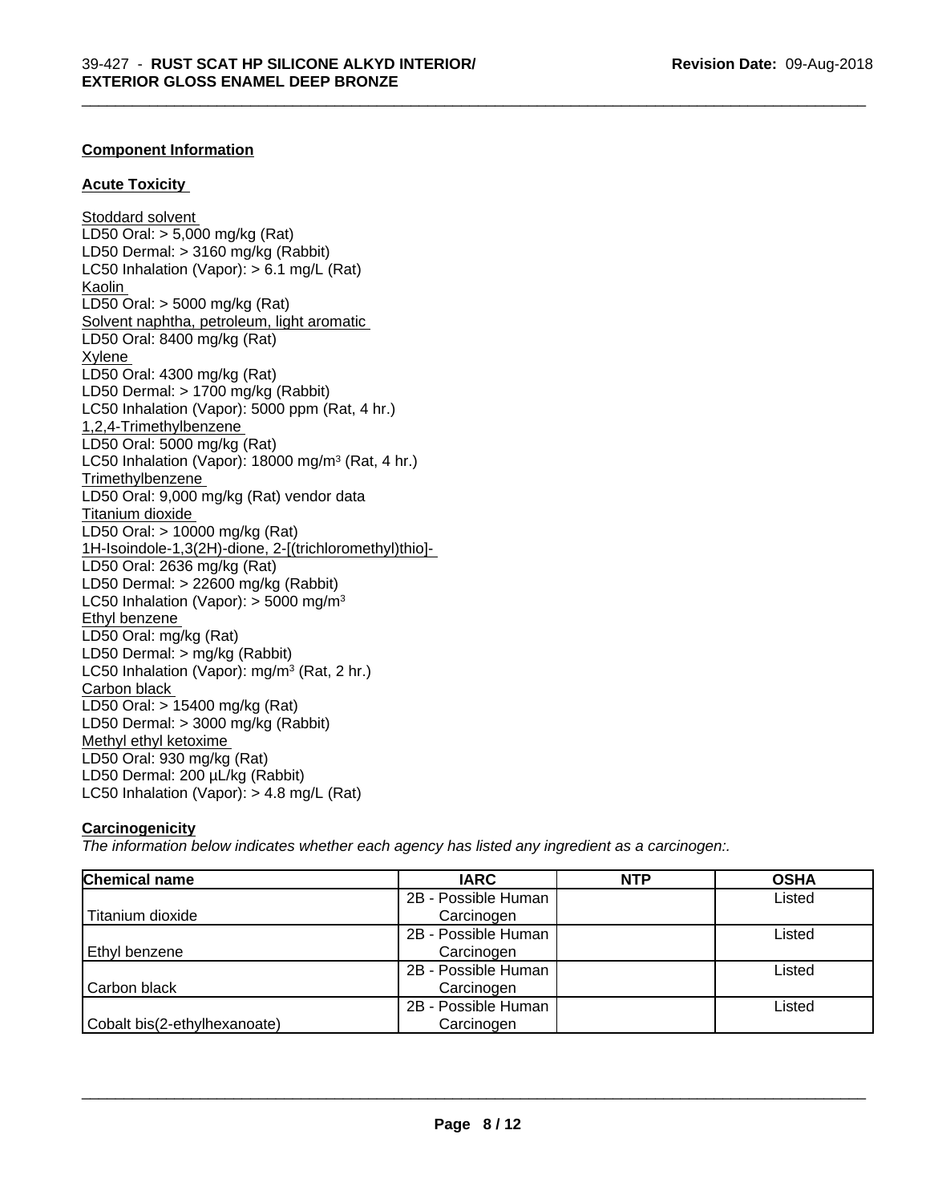### Component Information

### Acute Toxicity

Stoddard solvent
LD50 Oral: > 5,000 mg/kg (Rat)
LD50 Dermal: > 3160 mg/kg (Rabbit)
LC50 Inhalation (Vapor): > 6.1 mg/L (Rat)
Kaolin
LD50 Oral: > 5000 mg/kg (Rat)
Solvent naphtha, petroleum, light aromatic
LD50 Oral: 8400 mg/kg (Rat)
Xylene
LD50 Oral: 4300 mg/kg (Rat)
LD50 Dermal: > 1700 mg/kg (Rabbit)
LC50 Inhalation (Vapor): 5000 ppm (Rat, 4 hr.)
1,2,4-Trimethylbenzene
LD50 Oral: 5000 mg/kg (Rat)
LC50 Inhalation (Vapor): 18000 mg/m$^3$ (Rat, 4 hr.)
Trimethylbenzene
LD50 Oral: 9,000 mg/kg (Rat) vendor data
Titanium dioxide
LD50 Oral: > 10000 mg/kg (Rat)
1H-Isoindole-1,3(2H)-dione, 2-[(trichloromethyl)thio]-
LD50 Oral: 2636 mg/kg (Rat)
LD50 Dermal: > 22600 mg/kg (Rabbit)
LC50 Inhalation (Vapor): > 5000 mg/m$^3$
Ethyl benzene
LD50 Oral: mg/kg (Rat)
LD50 Dermal: > mg/kg (Rabbit)
LC50 Inhalation (Vapor): mg/m$^3$ (Rat, 2 hr.)
Carbon black
LD50 Oral: > 15400 mg/kg (Rat)
LD50 Dermal: > 3000 mg/kg (Rabbit)
Methyl ethyl ketoxime
LD50 Oral: 930 mg/kg (Rat)
LD50 Dermal: 200 µL/kg (Rabbit)
LC50 Inhalation (Vapor): > 4.8 mg/L (Rat)

### Carcinogenicity

*The information below indicates whether each agency has listed any ingredient as a carcinogen:.*

| Chemical name | IARC | NTP | OSHA |
|---|---|---|---|
| Titanium dioxide | 2B - Possible Human Carcinogen | | Listed |
| Ethyl benzene | 2B - Possible Human Carcinogen | | Listed |
| Carbon black | 2B - Possible Human Carcinogen | | Listed |
| Cobalt bis(2-ethylhexanoate) | 2B - Possible Human Carcinogen | | Listed |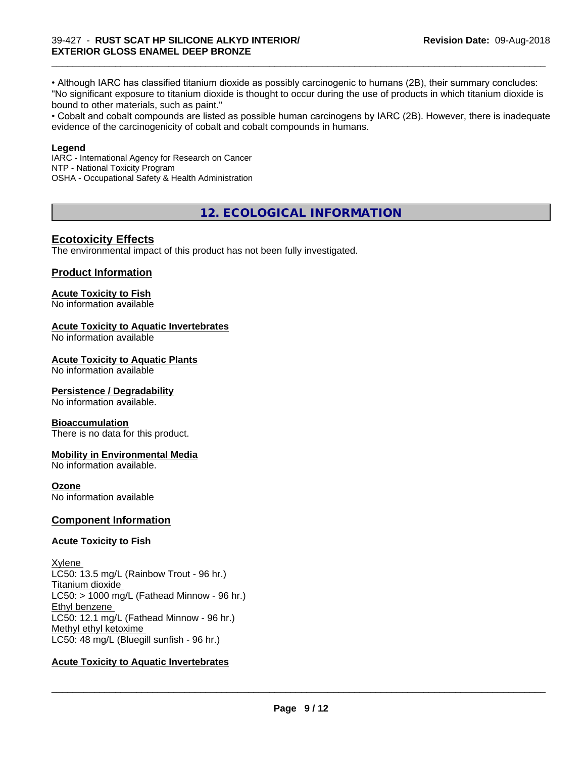• Although IARC has classified titanium dioxide as possibly carcinogenic to humans (2B), their summary concludes: "No significant exposure to titanium dioxide is thought to occur during the use of products in which titanium dioxide is bound to other materials, such as paint."

• Cobalt and cobalt compounds are listed as possible human carcinogens by IARC (2B). However, there is inadequate evidence of the carcinogenicity of cobalt and cobalt compounds in humans.

**Legend**

IARC - International Agency for Research on Cancer
NTP - National Toxicity Program
OSHA - Occupational Safety & Health Administration

## 12. ECOLOGICAL INFORMATION

### Ecotoxicity Effects

The environmental impact of this product has not been fully investigated.

### Product Information

**Acute Toxicity to Fish**
No information available

**Acute Toxicity to Aquatic Invertebrates**
No information available

**Acute Toxicity to Aquatic Plants**
No information available

**Persistence / Degradability**
No information available.

**Bioaccumulation**
There is no data for this product.

**Mobility in Environmental Media**
No information available.

**Ozone**
No information available

### Component Information

**Acute Toxicity to Fish**

Xylene
LC50: 13.5 mg/L (Rainbow Trout - 96 hr.)
Titanium dioxide
LC50: > 1000 mg/L (Fathead Minnow - 96 hr.)
Ethyl benzene
LC50: 12.1 mg/L (Fathead Minnow - 96 hr.)
Methyl ethyl ketoxime
LC50: 48 mg/L (Bluegill sunfish - 96 hr.)

**Acute Toxicity to Aquatic Invertebrates**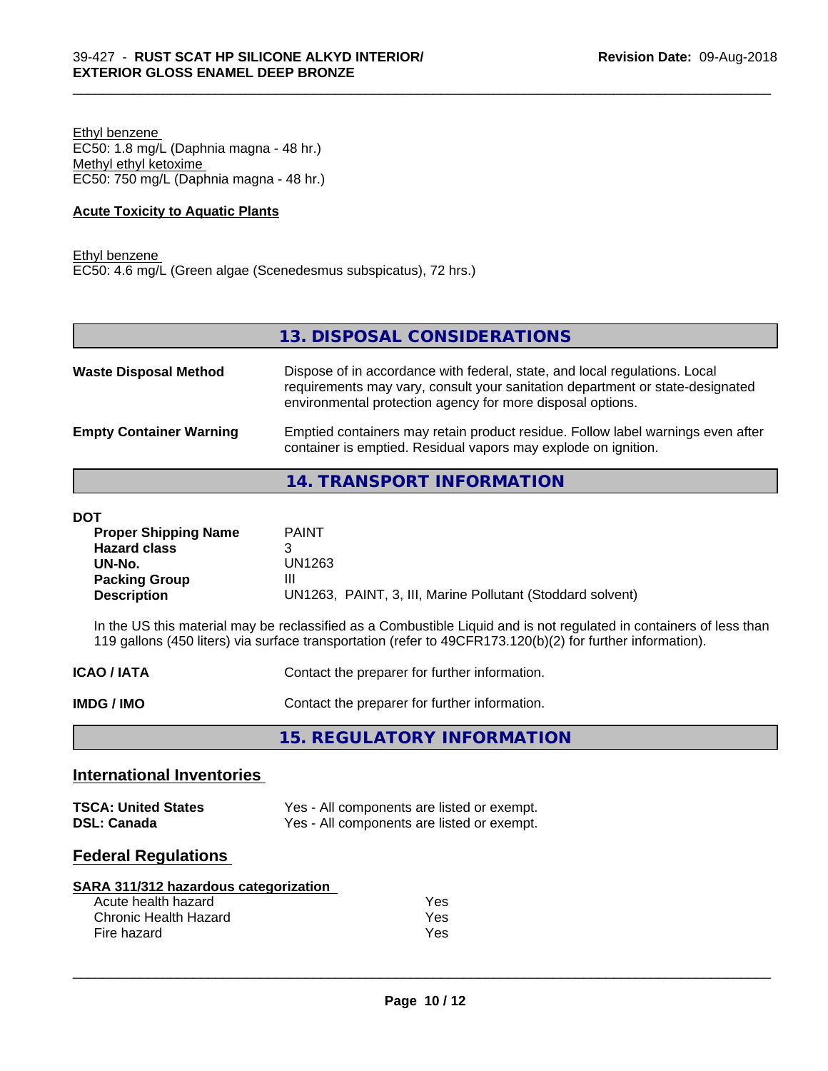Ethyl benzene
EC50: 1.8 mg/L (Daphnia magna - 48 hr.)
Methyl ethyl ketoxime
EC50: 750 mg/L (Daphnia magna - 48 hr.)

**Acute Toxicity to Aquatic Plants**

Ethyl benzene
EC50: 4.6 mg/L (Green algae (Scenedesmus subspicatus), 72 hrs.)

## 13. DISPOSAL CONSIDERATIONS

| | |
|---|---|
| **Waste Disposal Method** | Dispose of in accordance with federal, state, and local regulations. Local requirements may vary, consult your sanitation department or state-designated environmental protection agency for more disposal options. |
| **Empty Container Warning** | Emptied containers may retain product residue. Follow label warnings even after container is emptied. Residual vapors may explode on ignition. |

## 14. TRANSPORT INFORMATION

**DOT**

| | |
|---|---|
| **Proper Shipping Name** | PAINT |
| **Hazard class** | 3 |
| **UN-No.** | UN1263 |
| **Packing Group** | III |
| **Description** | UN1263, PAINT, 3, III, Marine Pollutant (Stoddard solvent) |

In the US this material may be reclassified as a Combustible Liquid and is not regulated in containers of less than 119 gallons (450 liters) via surface transportation (refer to 49CFR173.120(b)(2) for further information).

| | |
|---|---|
| **ICAO / IATA** | Contact the preparer for further information. |
| **IMDG / IMO** | Contact the preparer for further information. |

## 15. REGULATORY INFORMATION

### International Inventories

| | |
|---|---|
| **TSCA: United States** | Yes - All components are listed or exempt. |
| **DSL: Canada** | Yes - All components are listed or exempt. |

### Federal Regulations

**SARA 311/312 hazardous categorization**

| | |
|---|---|
| Acute health hazard | Yes |
| Chronic Health Hazard | Yes |
| Fire hazard | Yes |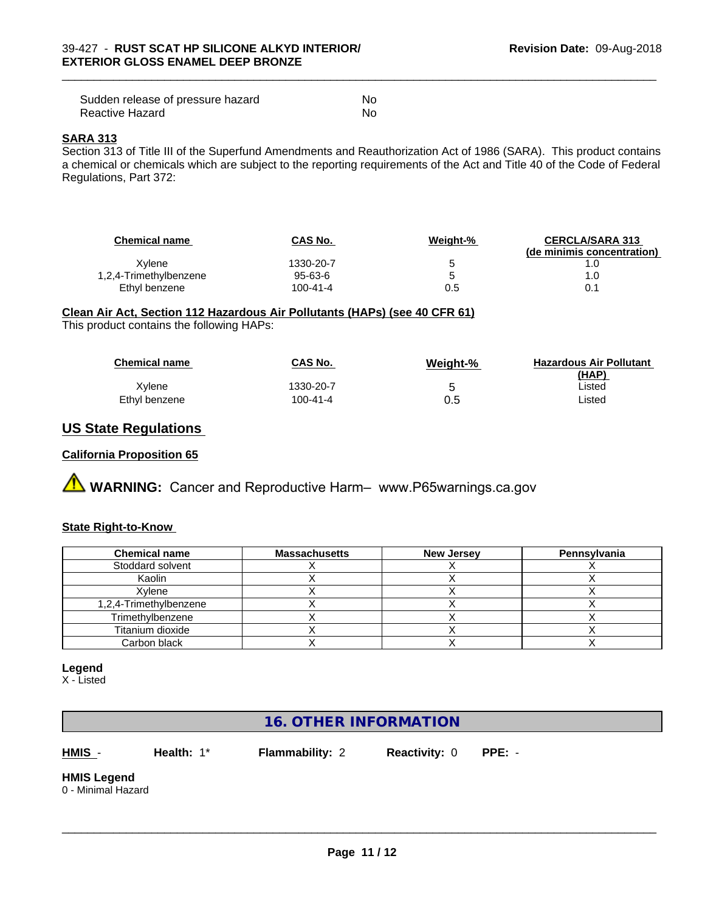| | |
|---|---|
| Sudden release of pressure hazard | No |
| Reactive Hazard | No |

**SARA 313**

Section 313 of Title III of the Superfund Amendments and Reauthorization Act of 1986 (SARA). This product contains a chemical or chemicals which are subject to the reporting requirements of the Act and Title 40 of the Code of Federal Regulations, Part 372:

| Chemical name | CAS No. | Weight-% | CERCLA/SARA 313 (de minimis concentration) |
|---|---|---|---|
| Xylene | 1330-20-7 | 5 | 1.0 |
| 1,2,4-Trimethylbenzene | 95-63-6 | 5 | 1.0 |
| Ethyl benzene | 100-41-4 | 0.5 | 0.1 |

**Clean Air Act, Section 112 Hazardous Air Pollutants (HAPs) (see 40 CFR 61)**

This product contains the following HAPs:

| Chemical name | CAS No. | Weight-% | Hazardous Air Pollutant (HAP) |
|---|---|---|---|
| Xylene | 1330-20-7 | 5 | Listed |
| Ethyl benzene | 100-41-4 | 0.5 | Listed |

## US State Regulations

**California Proposition 65**

⚠ **WARNING:** Cancer and Reproductive Harm– www.P65warnings.ca.gov

**State Right-to-Know**

| Chemical name | Massachusetts | New Jersey | Pennsylvania |
|---|---|---|---|
| Stoddard solvent | X | X | X |
| Kaolin | X | X | X |
| Xylene | X | X | X |
| 1,2,4-Trimethylbenzene | X | X | X |
| Trimethylbenzene | X | X | X |
| Titanium dioxide | X | X | X |
| Carbon black | X | X | X |

**Legend**

X - Listed

## 16. OTHER INFORMATION

**HMIS** - **Health:** 1* **Flammability:** 2 **Reactivity:** 0 **PPE:** -

**HMIS Legend**

0 - Minimal Hazard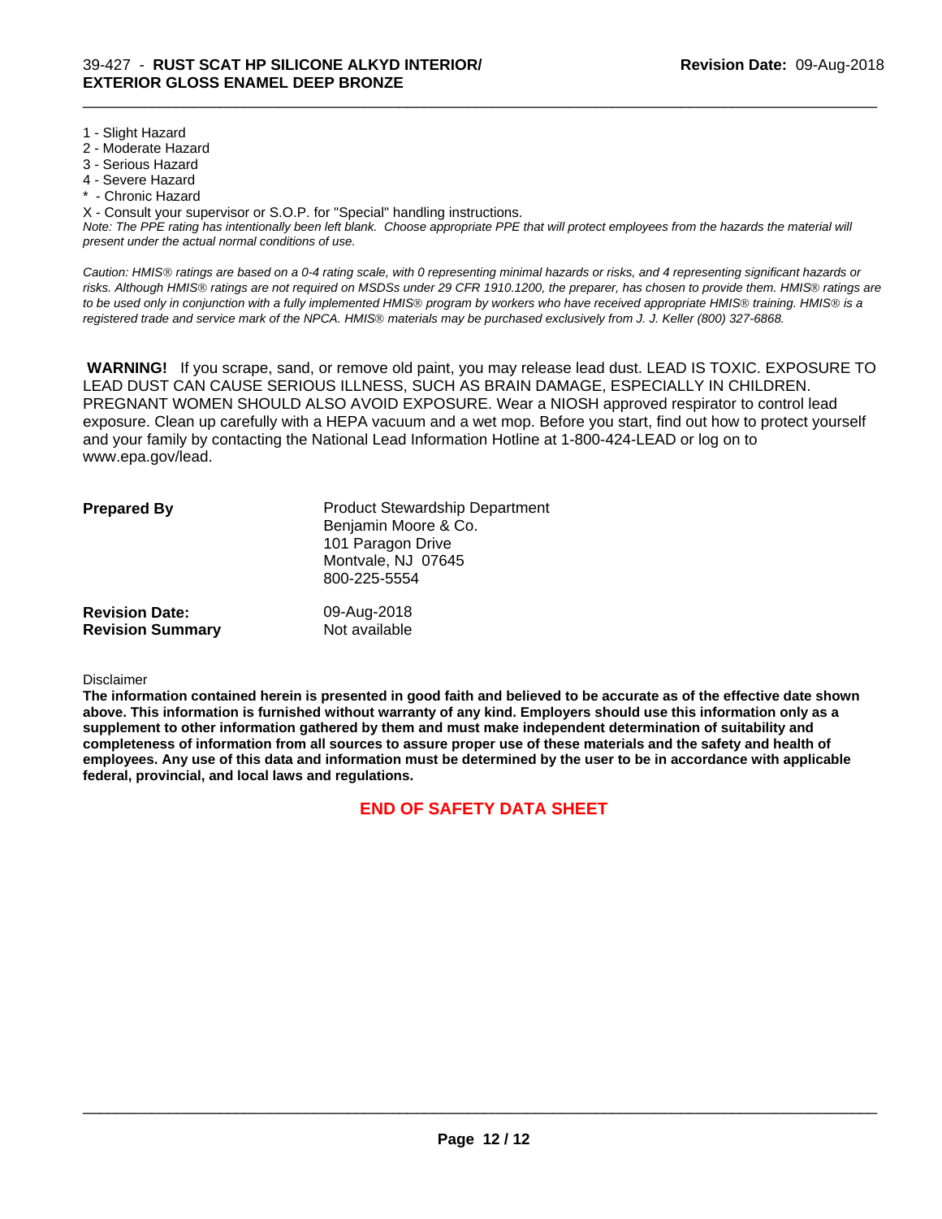1 - Slight Hazard
2 - Moderate Hazard
3 - Serious Hazard
4 - Severe Hazard
* - Chronic Hazard
X - Consult your supervisor or S.O.P. for "Special" handling instructions.

*Note: The PPE rating has intentionally been left blank. Choose appropriate PPE that will protect employees from the hazards the material will present under the actual normal conditions of use.*

*Caution: HMIS® ratings are based on a 0-4 rating scale, with 0 representing minimal hazards or risks, and 4 representing significant hazards or risks. Although HMIS® ratings are not required on MSDSs under 29 CFR 1910.1200, the preparer, has chosen to provide them. HMIS® ratings are to be used only in conjunction with a fully implemented HMIS® program by workers who have received appropriate HMIS® training. HMIS® is a registered trade and service mark of the NPCA. HMIS® materials may be purchased exclusively from J. J. Keller (800) 327-6868.*

**WARNING!** If you scrape, sand, or remove old paint, you may release lead dust. LEAD IS TOXIC. EXPOSURE TO LEAD DUST CAN CAUSE SERIOUS ILLNESS, SUCH AS BRAIN DAMAGE, ESPECIALLY IN CHILDREN. PREGNANT WOMEN SHOULD ALSO AVOID EXPOSURE. Wear a NIOSH approved respirator to control lead exposure. Clean up carefully with a HEPA vacuum and a wet mop. Before you start, find out how to protect yourself and your family by contacting the National Lead Information Hotline at 1-800-424-LEAD or log on to www.epa.gov/lead.

**Prepared By** Product Stewardship Department
Benjamin Moore & Co.
101 Paragon Drive
Montvale, NJ 07645
800-225-5554

**Revision Date:** 09-Aug-2018
**Revision Summary** Not available

Disclaimer

**The information contained herein is presented in good faith and believed to be accurate as of the effective date shown above. This information is furnished without warranty of any kind. Employers should use this information only as a supplement to other information gathered by them and must make independent determination of suitability and completeness of information from all sources to assure proper use of these materials and the safety and health of employees. Any use of this data and information must be determined by the user to be in accordance with applicable federal, provincial, and local laws and regulations.**

**END OF SAFETY DATA SHEET**